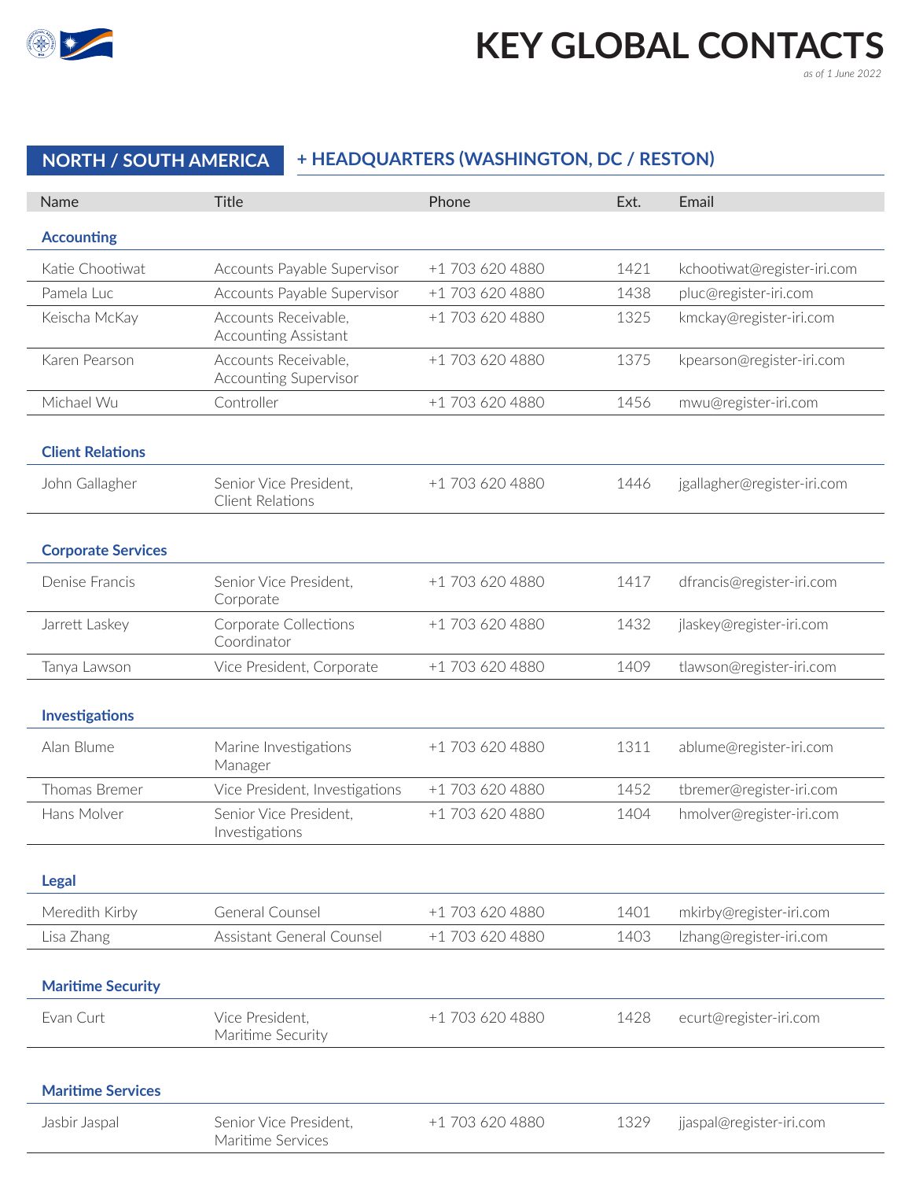# KEY GLOBAL CONTACTS

*as of 1 June 2022*

## NORTH / SOUTH AMERICA + HEADQUARTERS (WASHINGTON, DC / RESTON)

| Name | Title | Phone | Ext. | Email |
|---|---|---|---|---|
| **Accounting** | | | | |
| Katie Chootiwat | Accounts Payable Supervisor | +1 703 620 4880 | 1421 | kchootiwat@register-iri.com |
| Pamela Luc | Accounts Payable Supervisor | +1 703 620 4880 | 1438 | pluc@register-iri.com |
| Keischa McKay | Accounts Receivable, Accounting Assistant | +1 703 620 4880 | 1325 | kmckay@register-iri.com |
| Karen Pearson | Accounts Receivable, Accounting Supervisor | +1 703 620 4880 | 1375 | kpearson@register-iri.com |
| Michael Wu | Controller | +1 703 620 4880 | 1456 | mwu@register-iri.com |
| **Client Relations** | | | | |
| John Gallagher | Senior Vice President, Client Relations | +1 703 620 4880 | 1446 | jgallagher@register-iri.com |
| **Corporate Services** | | | | |
| Denise Francis | Senior Vice President, Corporate | +1 703 620 4880 | 1417 | dfrancis@register-iri.com |
| Jarrett Laskey | Corporate Collections Coordinator | +1 703 620 4880 | 1432 | jlaskey@register-iri.com |
| Tanya Lawson | Vice President, Corporate | +1 703 620 4880 | 1409 | tlawson@register-iri.com |
| **Investigations** | | | | |
| Alan Blume | Marine Investigations Manager | +1 703 620 4880 | 1311 | ablume@register-iri.com |
| Thomas Bremer | Vice President, Investigations | +1 703 620 4880 | 1452 | tbremer@register-iri.com |
| Hans Molver | Senior Vice President, Investigations | +1 703 620 4880 | 1404 | hmolver@register-iri.com |
| **Legal** | | | | |
| Meredith Kirby | General Counsel | +1 703 620 4880 | 1401 | mkirby@register-iri.com |
| Lisa Zhang | Assistant General Counsel | +1 703 620 4880 | 1403 | lzhang@register-iri.com |
| **Maritime Security** | | | | |
| Evan Curt | Vice President, Maritime Security | +1 703 620 4880 | 1428 | ecurt@register-iri.com |
| **Maritime Services** | | | | |
| Jasbir Jaspal | Senior Vice President, Maritime Services | +1 703 620 4880 | 1329 | jjaspal@register-iri.com |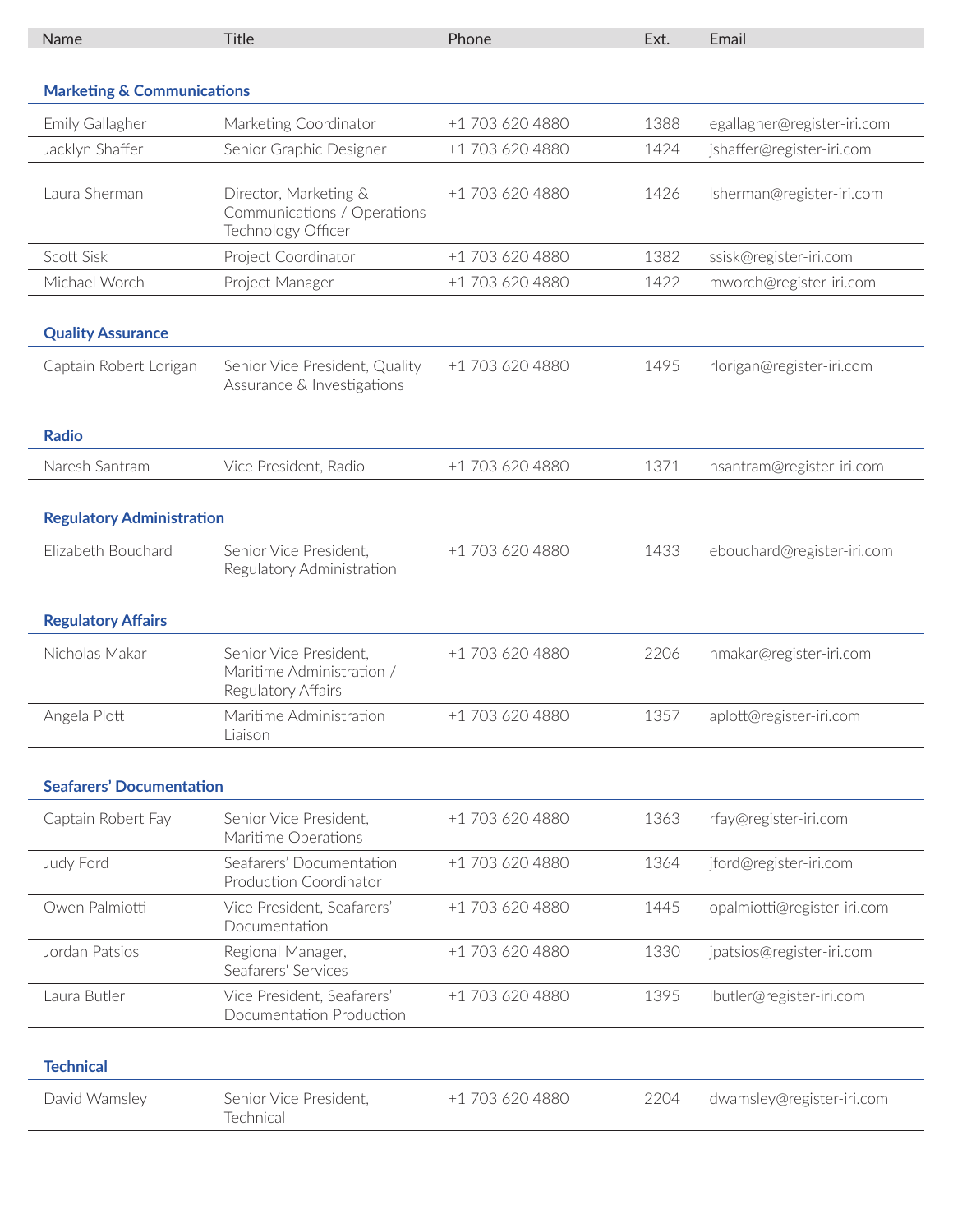| Name | Title | Phone | Ext. | Email |
|---|---|---|---|---|
| **Marketing & Communications** | | | | |
| Emily Gallagher | Marketing Coordinator | +1 703 620 4880 | 1388 | egallagher@register-iri.com |
| Jacklyn Shaffer | Senior Graphic Designer | +1 703 620 4880 | 1424 | jshaffer@register-iri.com |
| Laura Sherman | Director, Marketing & Communications / Operations Technology Officer | +1 703 620 4880 | 1426 | lsherman@register-iri.com |
| Scott Sisk | Project Coordinator | +1 703 620 4880 | 1382 | ssisk@register-iri.com |
| Michael Worch | Project Manager | +1 703 620 4880 | 1422 | mworch@register-iri.com |
| **Quality Assurance** | | | | |
| Captain Robert Lorigan | Senior Vice President, Quality Assurance & Investigations | +1 703 620 4880 | 1495 | rlorigan@register-iri.com |
| **Radio** | | | | |
| Naresh Santram | Vice President, Radio | +1 703 620 4880 | 1371 | nsantram@register-iri.com |
| **Regulatory Administration** | | | | |
| Elizabeth Bouchard | Senior Vice President, Regulatory Administration | +1 703 620 4880 | 1433 | ebouchard@register-iri.com |
| **Regulatory Affairs** | | | | |
| Nicholas Makar | Senior Vice President, Maritime Administration / Regulatory Affairs | +1 703 620 4880 | 2206 | nmakar@register-iri.com |
| Angela Plott | Maritime Administration Liaison | +1 703 620 4880 | 1357 | aplott@register-iri.com |
| **Seafarers' Documentation** | | | | |
| Captain Robert Fay | Senior Vice President, Maritime Operations | +1 703 620 4880 | 1363 | rfay@register-iri.com |
| Judy Ford | Seafarers' Documentation Production Coordinator | +1 703 620 4880 | 1364 | jford@register-iri.com |
| Owen Palmiotti | Vice President, Seafarers' Documentation | +1 703 620 4880 | 1445 | opalmiotti@register-iri.com |
| Jordan Patsios | Regional Manager, Seafarers' Services | +1 703 620 4880 | 1330 | jpatsios@register-iri.com |
| Laura Butler | Vice President, Seafarers' Documentation Production | +1 703 620 4880 | 1395 | lbutler@register-iri.com |
| **Technical** | | | | |
| David Wamsley | Senior Vice President, Technical | +1 703 620 4880 | 2204 | dwamsley@register-iri.com |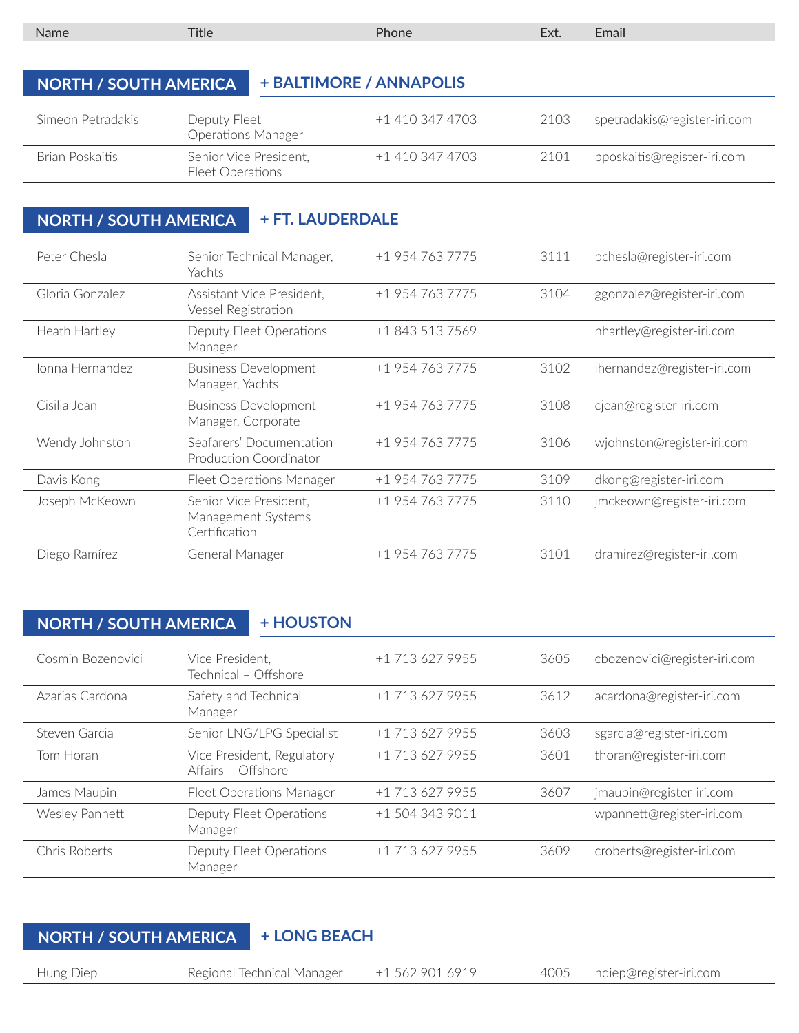| Name | Title | Phone | Ext. | Email |
|---|---|---|---|---|

## NORTH / SOUTH AMERICA + BALTIMORE / ANNAPOLIS

| Name | Title | Phone | Ext. | Email |
|---|---|---|---|---|
| Simeon Petradakis | Deputy Fleet Operations Manager | +1 410 347 4703 | 2103 | spetradakis@register-iri.com |
| Brian Poskaitis | Senior Vice President, Fleet Operations | +1 410 347 4703 | 2101 | bposkaitis@register-iri.com |

## NORTH / SOUTH AMERICA + FT. LAUDERDALE

| Name | Title | Phone | Ext. | Email |
|---|---|---|---|---|
| Peter Chesla | Senior Technical Manager, Yachts | +1 954 763 7775 | 3111 | pchesla@register-iri.com |
| Gloria Gonzalez | Assistant Vice President, Vessel Registration | +1 954 763 7775 | 3104 | ggonzalez@register-iri.com |
| Heath Hartley | Deputy Fleet Operations Manager | +1 843 513 7569 | | hhartley@register-iri.com |
| Ionna Hernandez | Business Development Manager, Yachts | +1 954 763 7775 | 3102 | ihernandez@register-iri.com |
| Cisilia Jean | Business Development Manager, Corporate | +1 954 763 7775 | 3108 | cjean@register-iri.com |
| Wendy Johnston | Seafarers' Documentation Production Coordinator | +1 954 763 7775 | 3106 | wjohnston@register-iri.com |
| Davis Kong | Fleet Operations Manager | +1 954 763 7775 | 3109 | dkong@register-iri.com |
| Joseph McKeown | Senior Vice President, Management Systems Certification | +1 954 763 7775 | 3110 | jmckeown@register-iri.com |
| Diego Ramírez | General Manager | +1 954 763 7775 | 3101 | dramirez@register-iri.com |

## NORTH / SOUTH AMERICA + HOUSTON

| Name | Title | Phone | Ext. | Email |
|---|---|---|---|---|
| Cosmin Bozenovici | Vice President, Technical – Offshore | +1 713 627 9955 | 3605 | cbozenovici@register-iri.com |
| Azarias Cardona | Safety and Technical Manager | +1 713 627 9955 | 3612 | acardona@register-iri.com |
| Steven Garcia | Senior LNG/LPG Specialist | +1 713 627 9955 | 3603 | sgarcia@register-iri.com |
| Tom Horan | Vice President, Regulatory Affairs – Offshore | +1 713 627 9955 | 3601 | thoran@register-iri.com |
| James Maupin | Fleet Operations Manager | +1 713 627 9955 | 3607 | jmaupin@register-iri.com |
| Wesley Pannett | Deputy Fleet Operations Manager | +1 504 343 9011 | | wpannett@register-iri.com |
| Chris Roberts | Deputy Fleet Operations Manager | +1 713 627 9955 | 3609 | croberts@register-iri.com |

## NORTH / SOUTH AMERICA + LONG BEACH

| Name | Title | Phone | Ext. | Email |
|---|---|---|---|---|
| Hung Diep | Regional Technical Manager | +1 562 901 6919 | 4005 | hdiep@register-iri.com |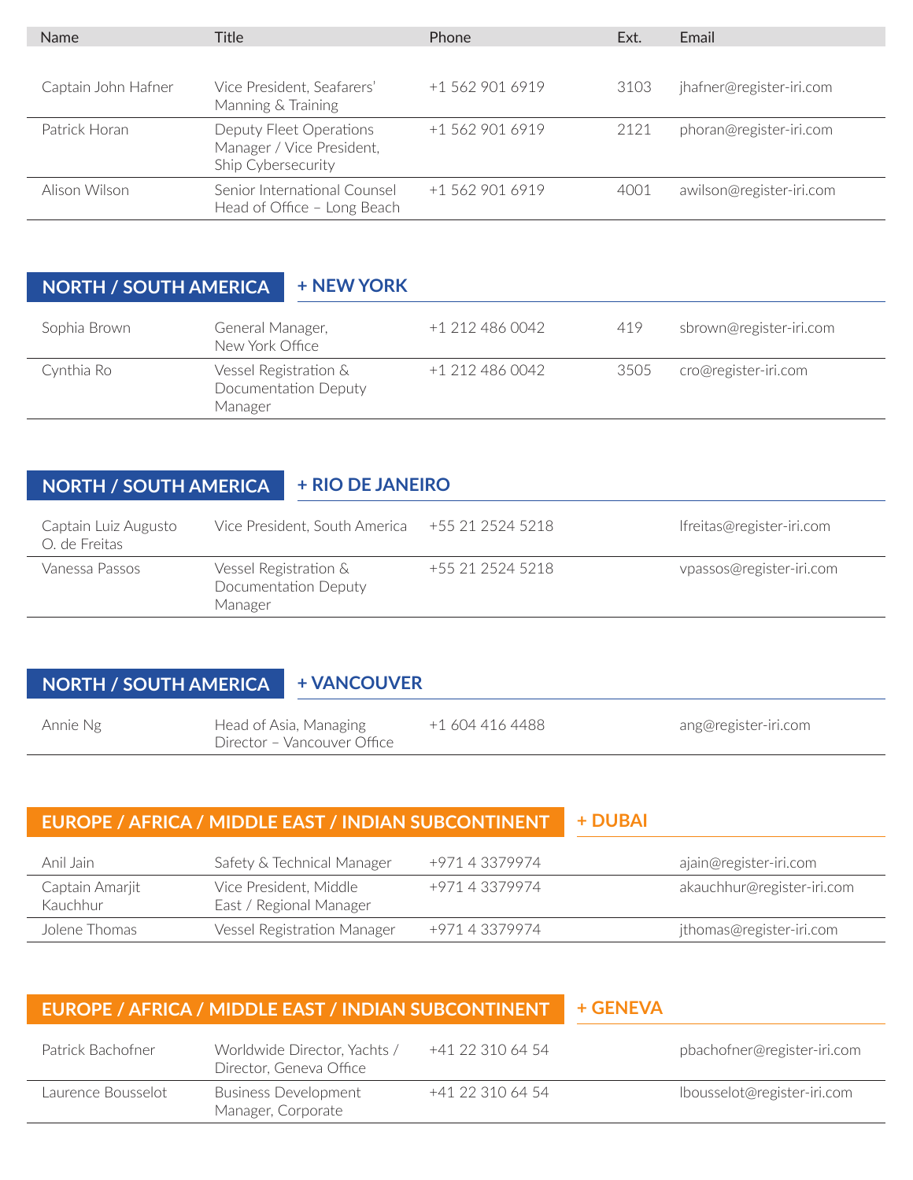| Name | Title | Phone | Ext. | Email |
|---|---|---|---|---|
| Captain John Hafner | Vice President, Seafarers' Manning & Training | +1 562 901 6919 | 3103 | jhafner@register-iri.com |
| Patrick Horan | Deputy Fleet Operations Manager / Vice President, Ship Cybersecurity | +1 562 901 6919 | 2121 | phoran@register-iri.com |
| Alison Wilson | Senior International Counsel Head of Office – Long Beach | +1 562 901 6919 | 4001 | awilson@register-iri.com |

## NORTH / SOUTH AMERICA + NEW YORK

| Name | Title | Phone | Ext. | Email |
|---|---|---|---|---|
| Sophia Brown | General Manager, New York Office | +1 212 486 0042 | 419 | sbrown@register-iri.com |
| Cynthia Ro | Vessel Registration & Documentation Deputy Manager | +1 212 486 0042 | 3505 | cro@register-iri.com |

## NORTH / SOUTH AMERICA + RIO DE JANEIRO

| Name | Title | Phone | Ext. | Email |
|---|---|---|---|---|
| Captain Luiz Augusto O. de Freitas | Vice President, South America | +55 21 2524 5218 | | lfreitas@register-iri.com |
| Vanessa Passos | Vessel Registration & Documentation Deputy Manager | +55 21 2524 5218 | | vpassos@register-iri.com |

## NORTH / SOUTH AMERICA + VANCOUVER

| Name | Title | Phone | Ext. | Email |
|---|---|---|---|---|
| Annie Ng | Head of Asia, Managing Director – Vancouver Office | +1 604 416 4488 | | ang@register-iri.com |

## EUROPE / AFRICA / MIDDLE EAST / INDIAN SUBCONTINENT + DUBAI

| Name | Title | Phone | Ext. | Email |
|---|---|---|---|---|
| Anil Jain | Safety & Technical Manager | +971 4 3379974 | | ajain@register-iri.com |
| Captain Amarjit Kauchhur | Vice President, Middle East / Regional Manager | +971 4 3379974 | | akauchhur@register-iri.com |
| Jolene Thomas | Vessel Registration Manager | +971 4 3379974 | | jthomas@register-iri.com |

## EUROPE / AFRICA / MIDDLE EAST / INDIAN SUBCONTINENT + GENEVA

| Name | Title | Phone | Ext. | Email |
|---|---|---|---|---|
| Patrick Bachofner | Worldwide Director, Yachts / Director, Geneva Office | +41 22 310 64 54 | | pbachofner@register-iri.com |
| Laurence Bousselot | Business Development Manager, Corporate | +41 22 310 64 54 | | lbousselot@register-iri.com |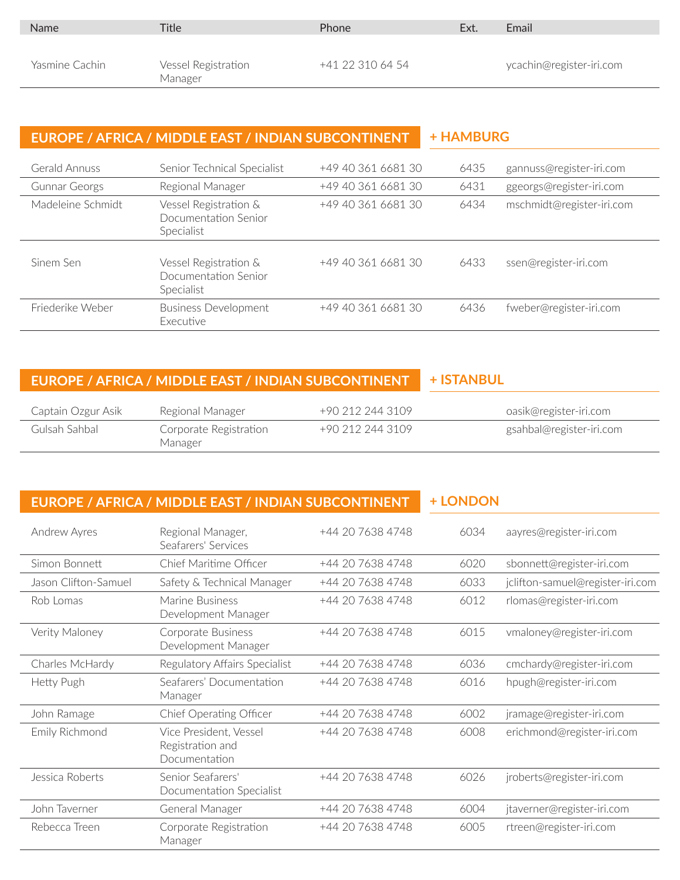| Name | Title | Phone | Ext. | Email |
|---|---|---|---|---|
| Yasmine Cachin | Vessel Registration Manager | +41 22 310 64 54 | | ycachin@register-iri.com |

## EUROPE / AFRICA / MIDDLE EAST / INDIAN SUBCONTINENT + HAMBURG

| Name | Title | Phone | Ext. | Email |
|---|---|---|---|---|
| Gerald Annuss | Senior Technical Specialist | +49 40 361 6681 30 | 6435 | gannuss@register-iri.com |
| Gunnar Georgs | Regional Manager | +49 40 361 6681 30 | 6431 | ggeorgs@register-iri.com |
| Madeleine Schmidt | Vessel Registration & Documentation Senior Specialist | +49 40 361 6681 30 | 6434 | mschmidt@register-iri.com |
| Sinem Sen | Vessel Registration & Documentation Senior Specialist | +49 40 361 6681 30 | 6433 | ssen@register-iri.com |
| Friederike Weber | Business Development Executive | +49 40 361 6681 30 | 6436 | fweber@register-iri.com |

## EUROPE / AFRICA / MIDDLE EAST / INDIAN SUBCONTINENT + ISTANBUL

| Name | Title | Phone | Ext. | Email |
|---|---|---|---|---|
| Captain Ozgur Asik | Regional Manager | +90 212 244 3109 | | oasik@register-iri.com |
| Gulsah Sahbal | Corporate Registration Manager | +90 212 244 3109 | | gsahbal@register-iri.com |

## EUROPE / AFRICA / MIDDLE EAST / INDIAN SUBCONTINENT + LONDON

| Name | Title | Phone | Ext. | Email |
|---|---|---|---|---|
| Andrew Ayres | Regional Manager, Seafarers' Services | +44 20 7638 4748 | 6034 | aayres@register-iri.com |
| Simon Bonnett | Chief Maritime Officer | +44 20 7638 4748 | 6020 | sbonnett@register-iri.com |
| Jason Clifton-Samuel | Safety & Technical Manager | +44 20 7638 4748 | 6033 | jclifton-samuel@register-iri.com |
| Rob Lomas | Marine Business Development Manager | +44 20 7638 4748 | 6012 | rlomas@register-iri.com |
| Verity Maloney | Corporate Business Development Manager | +44 20 7638 4748 | 6015 | vmaloney@register-iri.com |
| Charles McHardy | Regulatory Affairs Specialist | +44 20 7638 4748 | 6036 | cmchardy@register-iri.com |
| Hetty Pugh | Seafarers' Documentation Manager | +44 20 7638 4748 | 6016 | hpugh@register-iri.com |
| John Ramage | Chief Operating Officer | +44 20 7638 4748 | 6002 | jramage@register-iri.com |
| Emily Richmond | Vice President, Vessel Registration and Documentation | +44 20 7638 4748 | 6008 | erichmond@register-iri.com |
| Jessica Roberts | Senior Seafarers' Documentation Specialist | +44 20 7638 4748 | 6026 | jroberts@register-iri.com |
| John Taverner | General Manager | +44 20 7638 4748 | 6004 | jtaverner@register-iri.com |
| Rebecca Treen | Corporate Registration Manager | +44 20 7638 4748 | 6005 | rtreen@register-iri.com |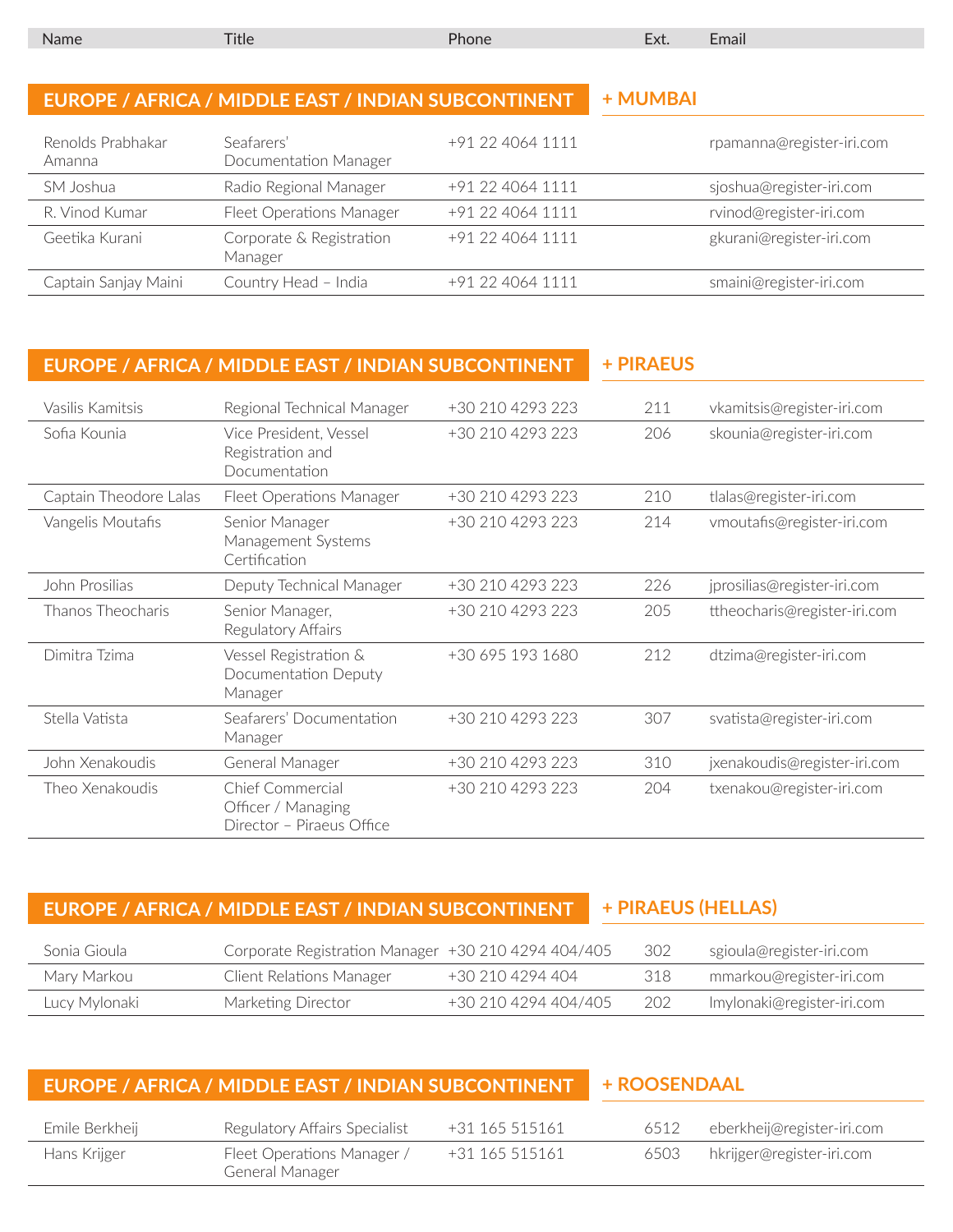| Name | Title | Phone | Ext. | Email |
|---|---|---|---|---|

## EUROPE / AFRICA / MIDDLE EAST / INDIAN SUBCONTINENT + MUMBAI

| Name | Title | Phone | Ext. | Email |
|---|---|---|---|---|
| Renolds Prabhakar Amanna | Seafarers' Documentation Manager | +91 22 4064 1111 | | rpamanna@register-iri.com |
| SM Joshua | Radio Regional Manager | +91 22 4064 1111 | | sjoshua@register-iri.com |
| R. Vinod Kumar | Fleet Operations Manager | +91 22 4064 1111 | | rvinod@register-iri.com |
| Geetika Kurani | Corporate & Registration Manager | +91 22 4064 1111 | | gkurani@register-iri.com |
| Captain Sanjay Maini | Country Head – India | +91 22 4064 1111 | | smaini@register-iri.com |

## EUROPE / AFRICA / MIDDLE EAST / INDIAN SUBCONTINENT + PIRAEUS

| Name | Title | Phone | Ext. | Email |
|---|---|---|---|---|
| Vasilis Kamitsis | Regional Technical Manager | +30 210 4293 223 | 211 | vkamitsis@register-iri.com |
| Sofia Kounia | Vice President, Vessel Registration and Documentation | +30 210 4293 223 | 206 | skounia@register-iri.com |
| Captain Theodore Lalas | Fleet Operations Manager | +30 210 4293 223 | 210 | tlalas@register-iri.com |
| Vangelis Moutafis | Senior Manager Management Systems Certification | +30 210 4293 223 | 214 | vmoutafis@register-iri.com |
| John Prosilias | Deputy Technical Manager | +30 210 4293 223 | 226 | jprosilias@register-iri.com |
| Thanos Theocharis | Senior Manager, Regulatory Affairs | +30 210 4293 223 | 205 | ttheocharis@register-iri.com |
| Dimitra Tzima | Vessel Registration & Documentation Deputy Manager | +30 695 193 1680 | 212 | dtzima@register-iri.com |
| Stella Vatista | Seafarers' Documentation Manager | +30 210 4293 223 | 307 | svatista@register-iri.com |
| John Xenakoudis | General Manager | +30 210 4293 223 | 310 | jxenakoudis@register-iri.com |
| Theo Xenakoudis | Chief Commercial Officer / Managing Director – Piraeus Office | +30 210 4293 223 | 204 | txenakou@register-iri.com |

## EUROPE / AFRICA / MIDDLE EAST / INDIAN SUBCONTINENT + PIRAEUS (HELLAS)

| Name | Title | Phone | Ext. | Email |
|---|---|---|---|---|
| Sonia Gioula | Corporate Registration Manager | +30 210 4294 404/405 | 302 | sgioula@register-iri.com |
| Mary Markou | Client Relations Manager | +30 210 4294 404 | 318 | mmarkou@register-iri.com |
| Lucy Mylonaki | Marketing Director | +30 210 4294 404/405 | 202 | lmylonaki@register-iri.com |

## EUROPE / AFRICA / MIDDLE EAST / INDIAN SUBCONTINENT + ROOSENDAAL

| Name | Title | Phone | Ext. | Email |
|---|---|---|---|---|
| Emile Berkheij | Regulatory Affairs Specialist | +31 165 515161 | 6512 | eberkheij@register-iri.com |
| Hans Krijger | Fleet Operations Manager / General Manager | +31 165 515161 | 6503 | hkrijger@register-iri.com |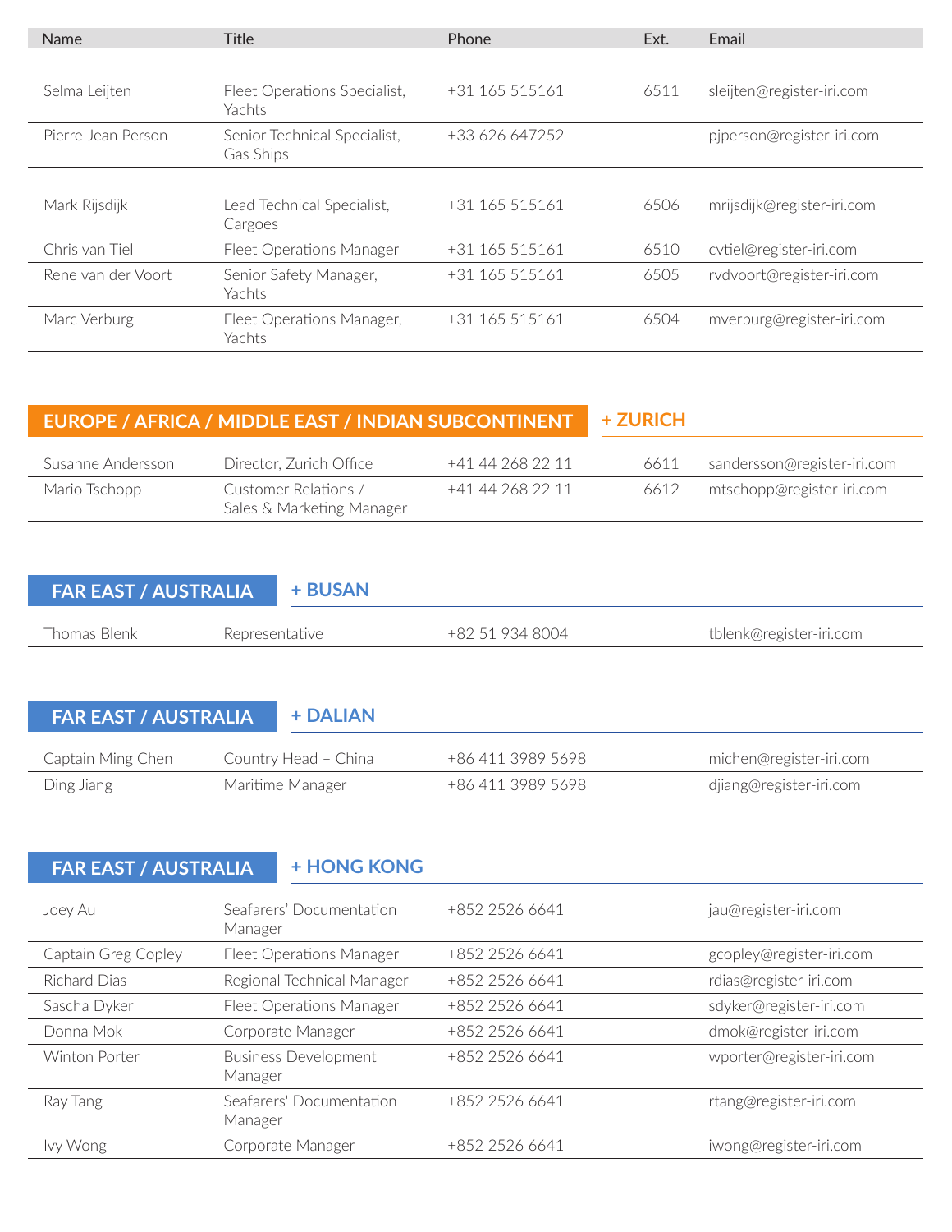| Name | Title | Phone | Ext. | Email |
|---|---|---|---|---|
| Selma Leijten | Fleet Operations Specialist, Yachts | +31 165 515161 | 6511 | sleijten@register-iri.com |
| Pierre-Jean Person | Senior Technical Specialist, Gas Ships | +33 626 647252 | | pjperson@register-iri.com |
| Mark Rijsdijk | Lead Technical Specialist, Cargoes | +31 165 515161 | 6506 | mrijsdijk@register-iri.com |
| Chris van Tiel | Fleet Operations Manager | +31 165 515161 | 6510 | cvtiel@register-iri.com |
| Rene van der Voort | Senior Safety Manager, Yachts | +31 165 515161 | 6505 | rvdvoort@register-iri.com |
| Marc Verburg | Fleet Operations Manager, Yachts | +31 165 515161 | 6504 | mverburg@register-iri.com |

## EUROPE / AFRICA / MIDDLE EAST / INDIAN SUBCONTINENT

### + ZURICH

| Name | Title | Phone | Ext. | Email |
|---|---|---|---|---|
| Susanne Andersson | Director, Zurich Office | +41 44 268 22 11 | 6611 | sandersson@register-iri.com |
| Mario Tschopp | Customer Relations / Sales & Marketing Manager | +41 44 268 22 11 | 6612 | mtschopp@register-iri.com |

## FAR EAST / AUSTRALIA

### + BUSAN

| Name | Title | Phone | Ext. | Email |
|---|---|---|---|---|
| Thomas Blenk | Representative | +82 51 934 8004 | | tblenk@register-iri.com |

## FAR EAST / AUSTRALIA

### + DALIAN

| Name | Title | Phone | Ext. | Email |
|---|---|---|---|---|
| Captain Ming Chen | Country Head – China | +86 411 3989 5698 | | michen@register-iri.com |
| Ding Jiang | Maritime Manager | +86 411 3989 5698 | | djiang@register-iri.com |

## FAR EAST / AUSTRALIA

### + HONG KONG

| Name | Title | Phone | Ext. | Email |
|---|---|---|---|---|
| Joey Au | Seafarers' Documentation Manager | +852 2526 6641 | | jau@register-iri.com |
| Captain Greg Copley | Fleet Operations Manager | +852 2526 6641 | | gcopley@register-iri.com |
| Richard Dias | Regional Technical Manager | +852 2526 6641 | | rdias@register-iri.com |
| Sascha Dyker | Fleet Operations Manager | +852 2526 6641 | | sdyker@register-iri.com |
| Donna Mok | Corporate Manager | +852 2526 6641 | | dmok@register-iri.com |
| Winton Porter | Business Development Manager | +852 2526 6641 | | wporter@register-iri.com |
| Ray Tang | Seafarers' Documentation Manager | +852 2526 6641 | | rtang@register-iri.com |
| Ivy Wong | Corporate Manager | +852 2526 6641 | | iwong@register-iri.com |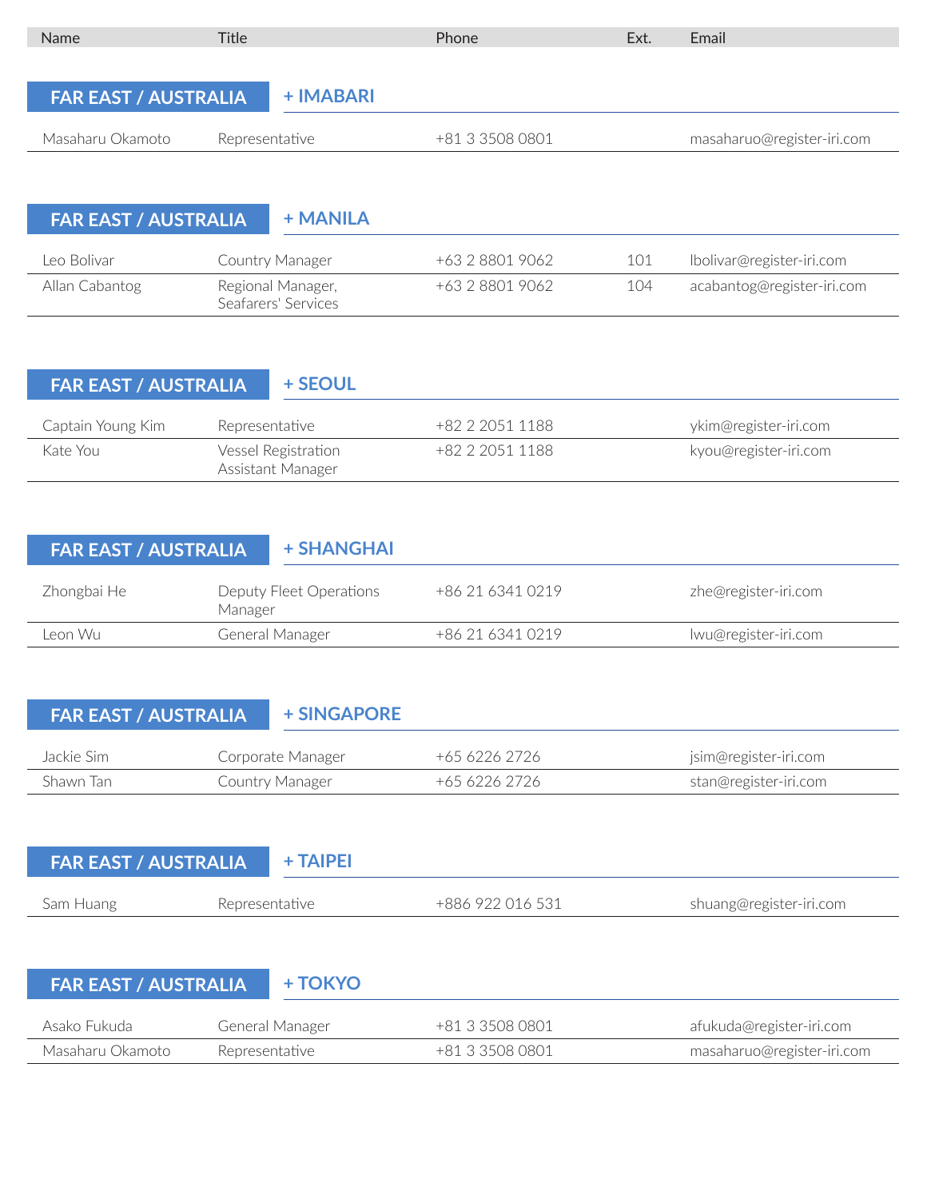| Name | Title | Phone | Ext. | Email |
|---|---|---|---|---|

## FAR EAST / AUSTRALIA + IMABARI

| Name | Title | Phone | Ext. | Email |
|---|---|---|---|---|
| Masaharu Okamoto | Representative | +81 3 3508 0801 | | masaharuo@register-iri.com |

## FAR EAST / AUSTRALIA + MANILA

| Name | Title | Phone | Ext. | Email |
|---|---|---|---|---|
| Leo Bolivar | Country Manager | +63 2 8801 9062 | 101 | lbolivar@register-iri.com |
| Allan Cabantog | Regional Manager, Seafarers' Services | +63 2 8801 9062 | 104 | acabantog@register-iri.com |

## FAR EAST / AUSTRALIA + SEOUL

| Name | Title | Phone | Ext. | Email |
|---|---|---|---|---|
| Captain Young Kim | Representative | +82 2 2051 1188 | | ykim@register-iri.com |
| Kate You | Vessel Registration Assistant Manager | +82 2 2051 1188 | | kyou@register-iri.com |

## FAR EAST / AUSTRALIA + SHANGHAI

| Name | Title | Phone | Ext. | Email |
|---|---|---|---|---|
| Zhongbai He | Deputy Fleet Operations Manager | +86 21 6341 0219 | | zhe@register-iri.com |
| Leon Wu | General Manager | +86 21 6341 0219 | | lwu@register-iri.com |

## FAR EAST / AUSTRALIA + SINGAPORE

| Name | Title | Phone | Ext. | Email |
|---|---|---|---|---|
| Jackie Sim | Corporate Manager | +65 6226 2726 | | jsim@register-iri.com |
| Shawn Tan | Country Manager | +65 6226 2726 | | stan@register-iri.com |

## FAR EAST / AUSTRALIA + TAIPEI

| Name | Title | Phone | Ext. | Email |
|---|---|---|---|---|
| Sam Huang | Representative | +886 922 016 531 | | shuang@register-iri.com |

## FAR EAST / AUSTRALIA + TOKYO

| Name | Title | Phone | Ext. | Email |
|---|---|---|---|---|
| Asako Fukuda | General Manager | +81 3 3508 0801 | | afukuda@register-iri.com |
| Masaharu Okamoto | Representative | +81 3 3508 0801 | | masaharuo@register-iri.com |